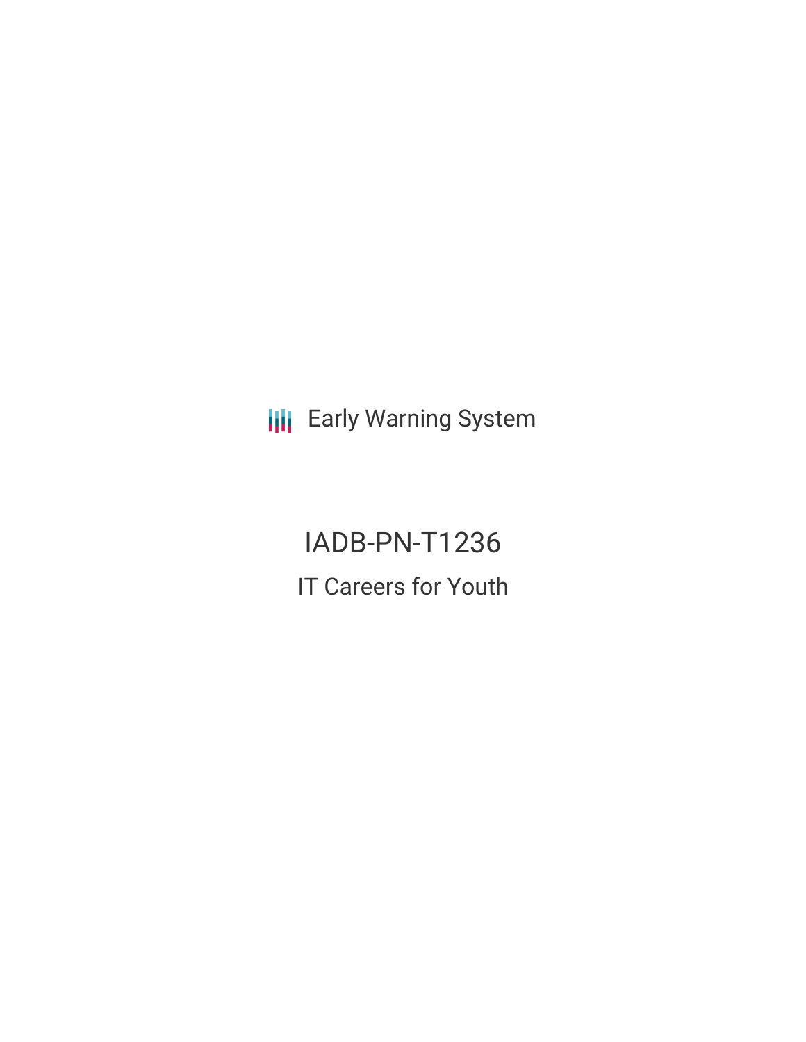Early Warning System

# IADB-PN-T1236

## IT Careers for Youth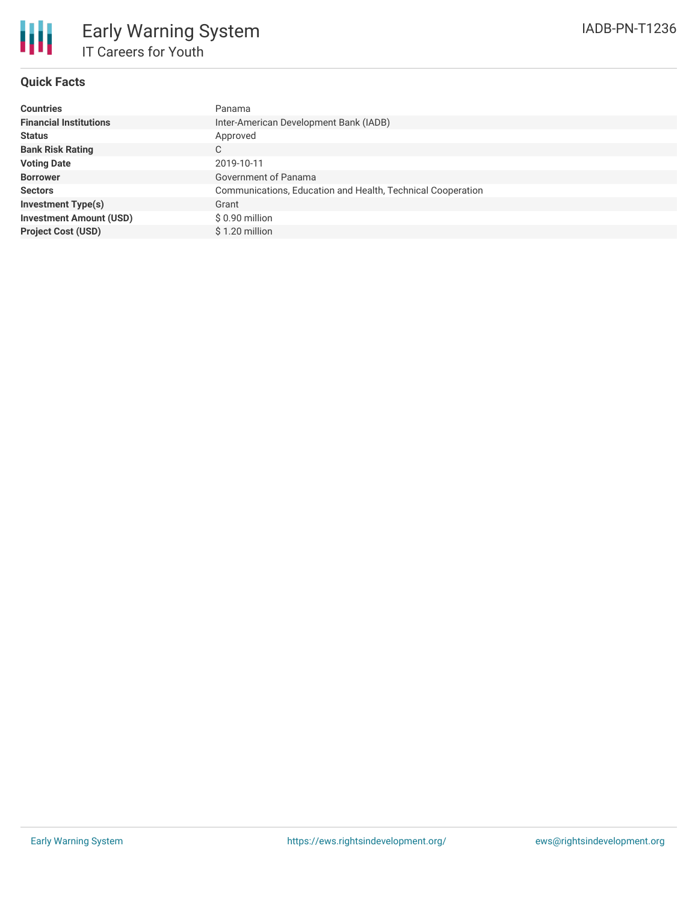# Early Warning System

## IT Careers for Youth

IADB-PN-T1236

### Quick Facts

| | |
|---|---|
| **Countries** | Panama |
| **Financial Institutions** | Inter-American Development Bank (IADB) |
| **Status** | Approved |
| **Bank Risk Rating** | C |
| **Voting Date** | 2019-10-11 |
| **Borrower** | Government of Panama |
| **Sectors** | Communications, Education and Health, Technical Cooperation |
| **Investment Type(s)** | Grant |
| **Investment Amount (USD)** | $ 0.90 million |
| **Project Cost (USD)** | $ 1.20 million |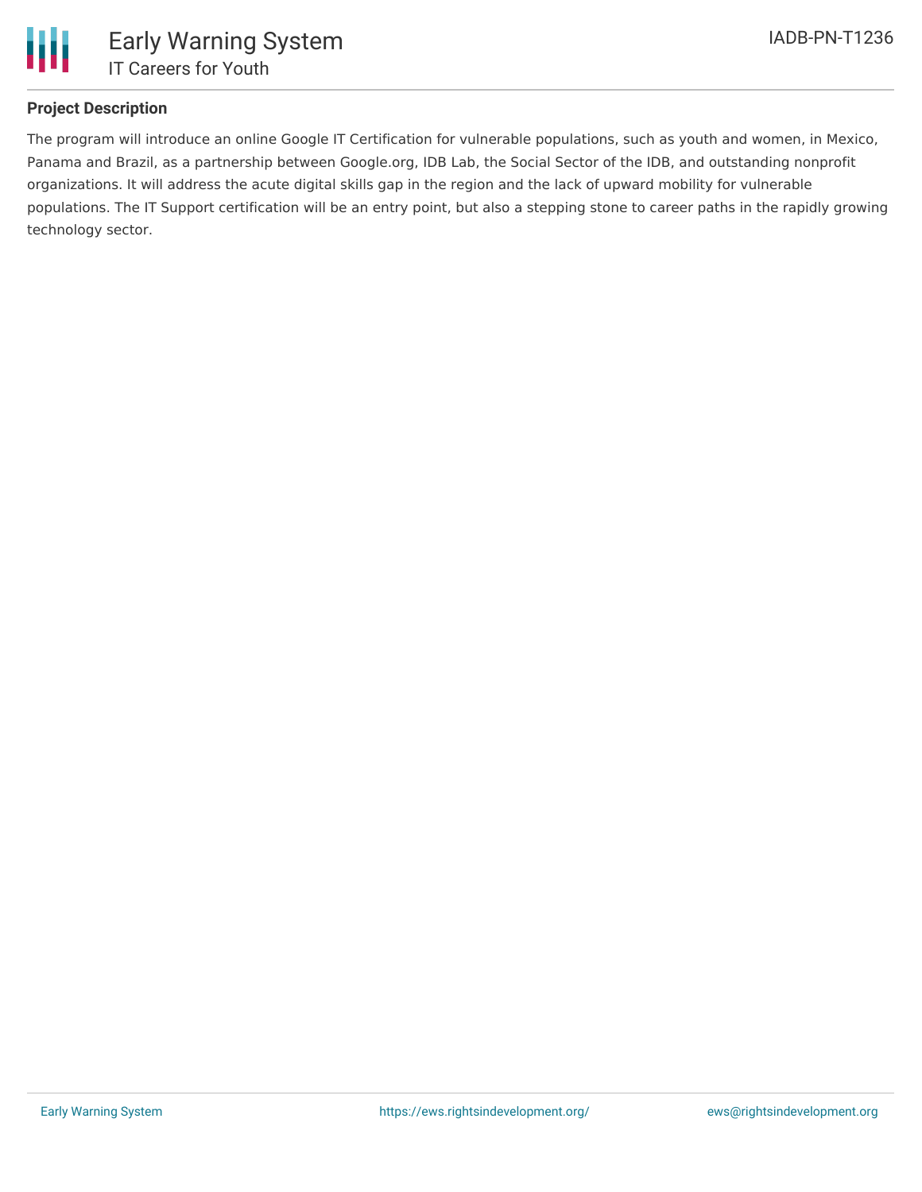## Project Description

The program will introduce an online Google IT Certification for vulnerable populations, such as youth and women, in Mexico, Panama and Brazil, as a partnership between Google.org, IDB Lab, the Social Sector of the IDB, and outstanding nonprofit organizations. It will address the acute digital skills gap in the region and the lack of upward mobility for vulnerable populations. The IT Support certification will be an entry point, but also a stepping stone to career paths in the rapidly growing technology sector.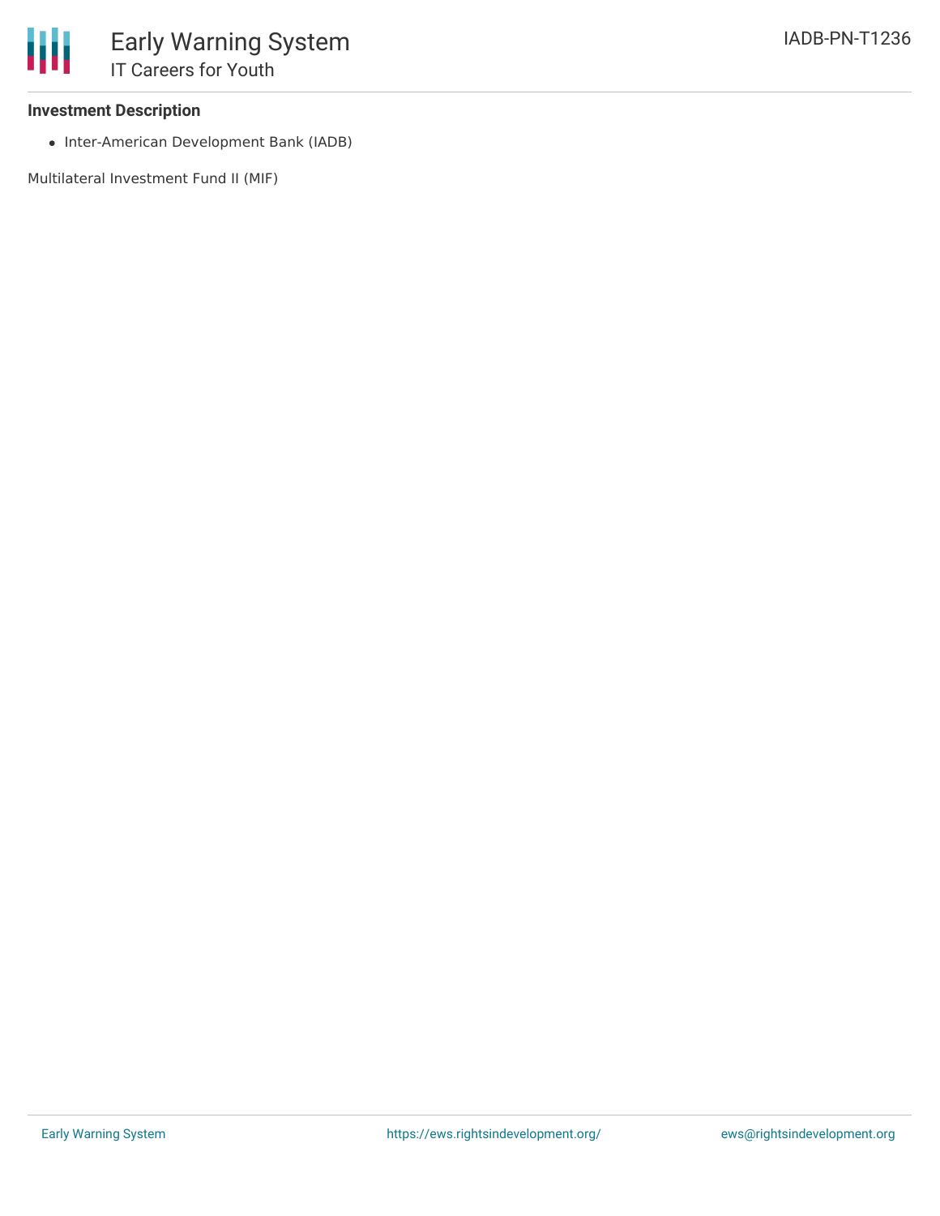**Investment Description**

- Inter-American Development Bank (IADB)

Multilateral Investment Fund II (MIF)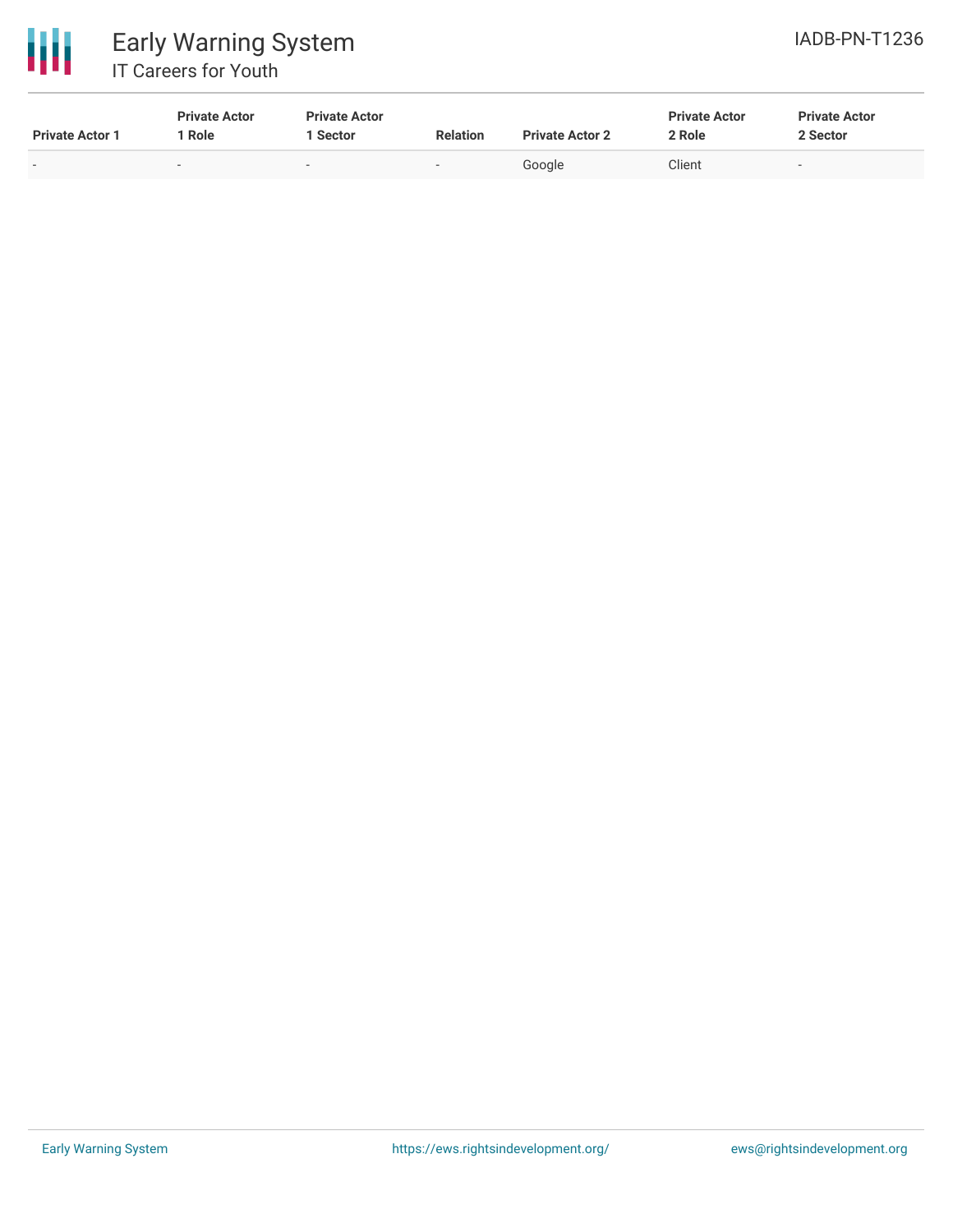| Private Actor 1 | Private Actor 1 Role | Private Actor 1 Sector | Relation | Private Actor 2 | Private Actor 2 Role | Private Actor 2 Sector |
|---|---|---|---|---|---|---|
| - | - | - | - | Google | Client | - |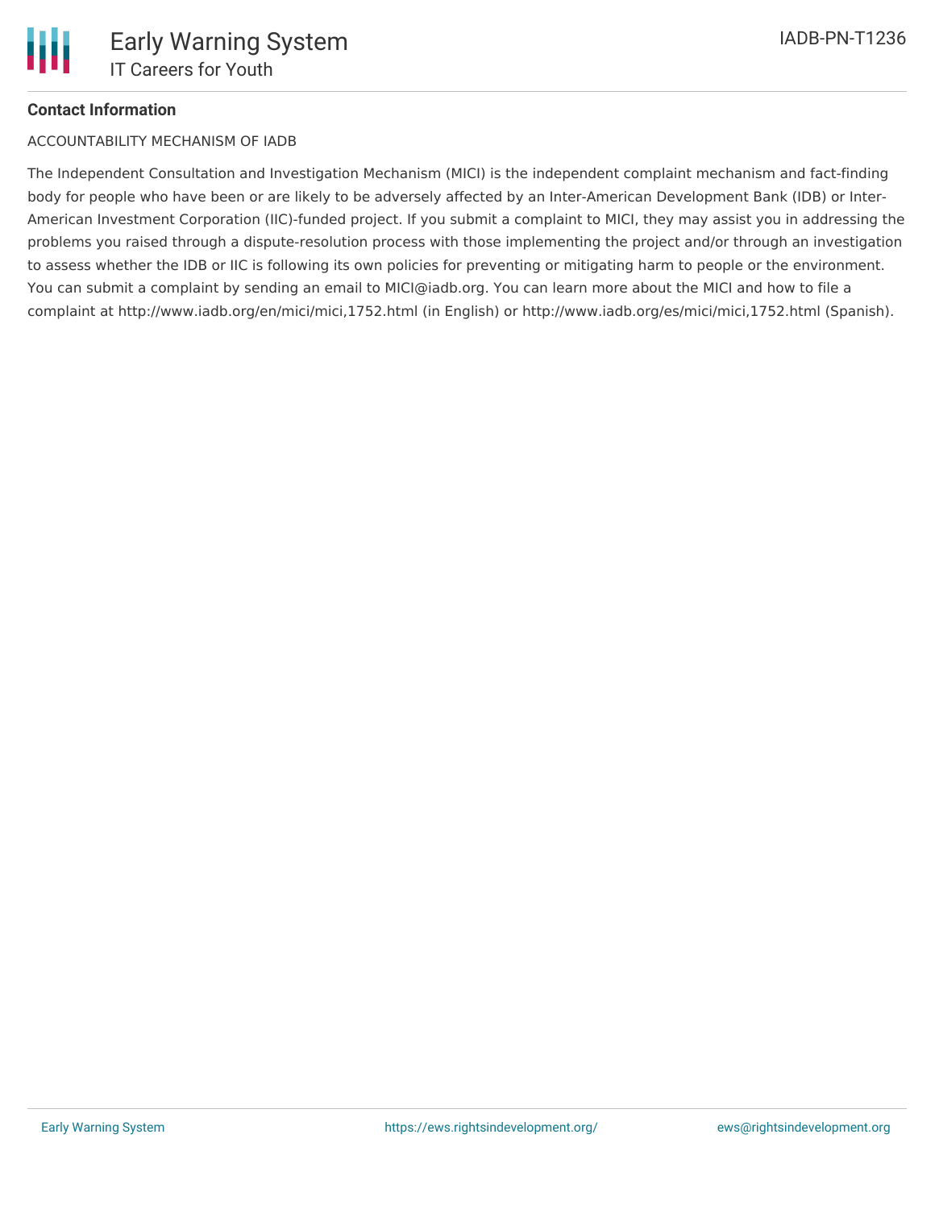**Contact Information**

ACCOUNTABILITY MECHANISM OF IADB

The Independent Consultation and Investigation Mechanism (MICI) is the independent complaint mechanism and fact-finding body for people who have been or are likely to be adversely affected by an Inter-American Development Bank (IDB) or Inter-American Investment Corporation (IIC)-funded project. If you submit a complaint to MICI, they may assist you in addressing the problems you raised through a dispute-resolution process with those implementing the project and/or through an investigation to assess whether the IDB or IIC is following its own policies for preventing or mitigating harm to people or the environment. You can submit a complaint by sending an email to MICI@iadb.org. You can learn more about the MICI and how to file a complaint at http://www.iadb.org/en/mici/mici,1752.html (in English) or http://www.iadb.org/es/mici/mici,1752.html (Spanish).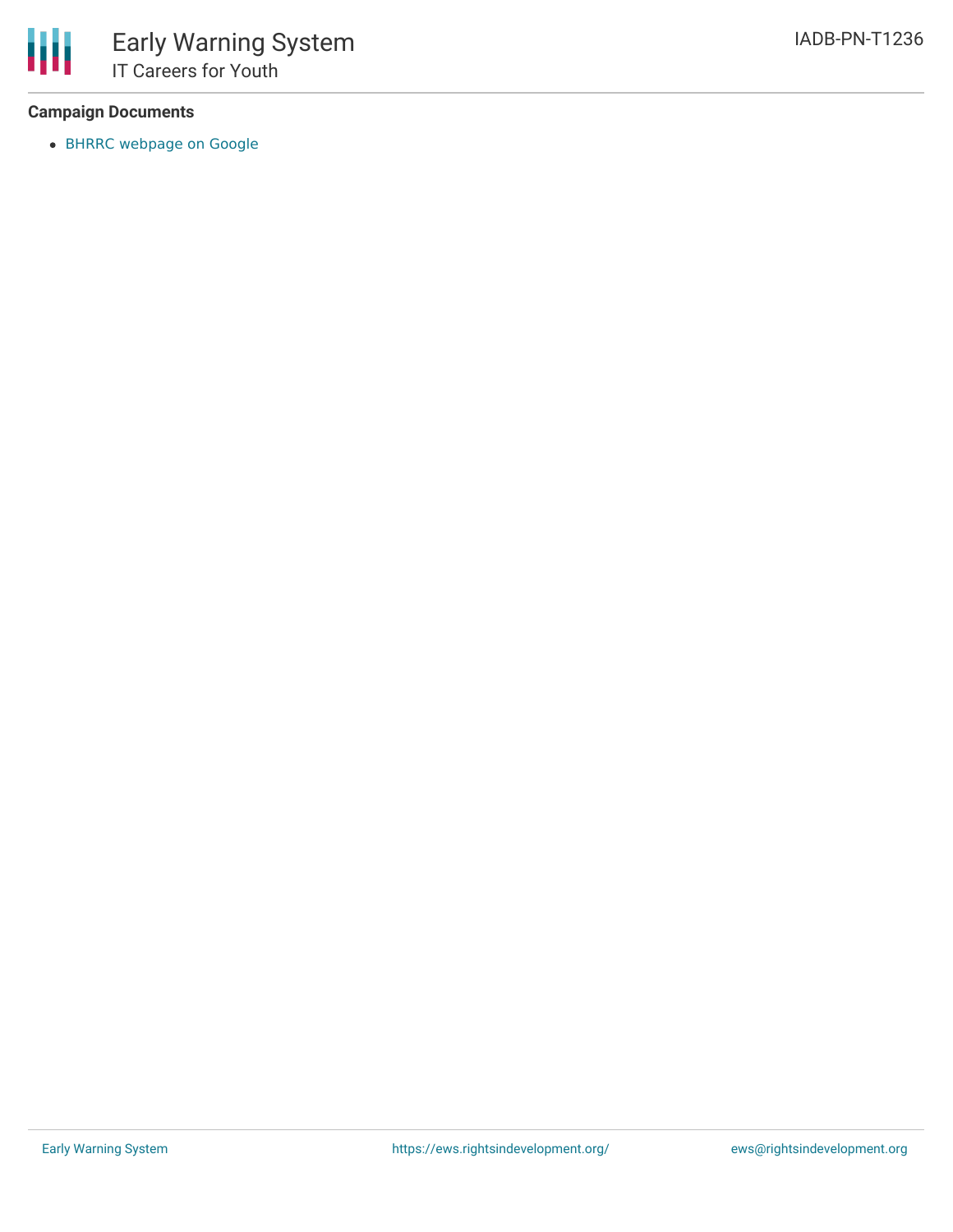**Campaign Documents**

- BHRRC webpage on Google